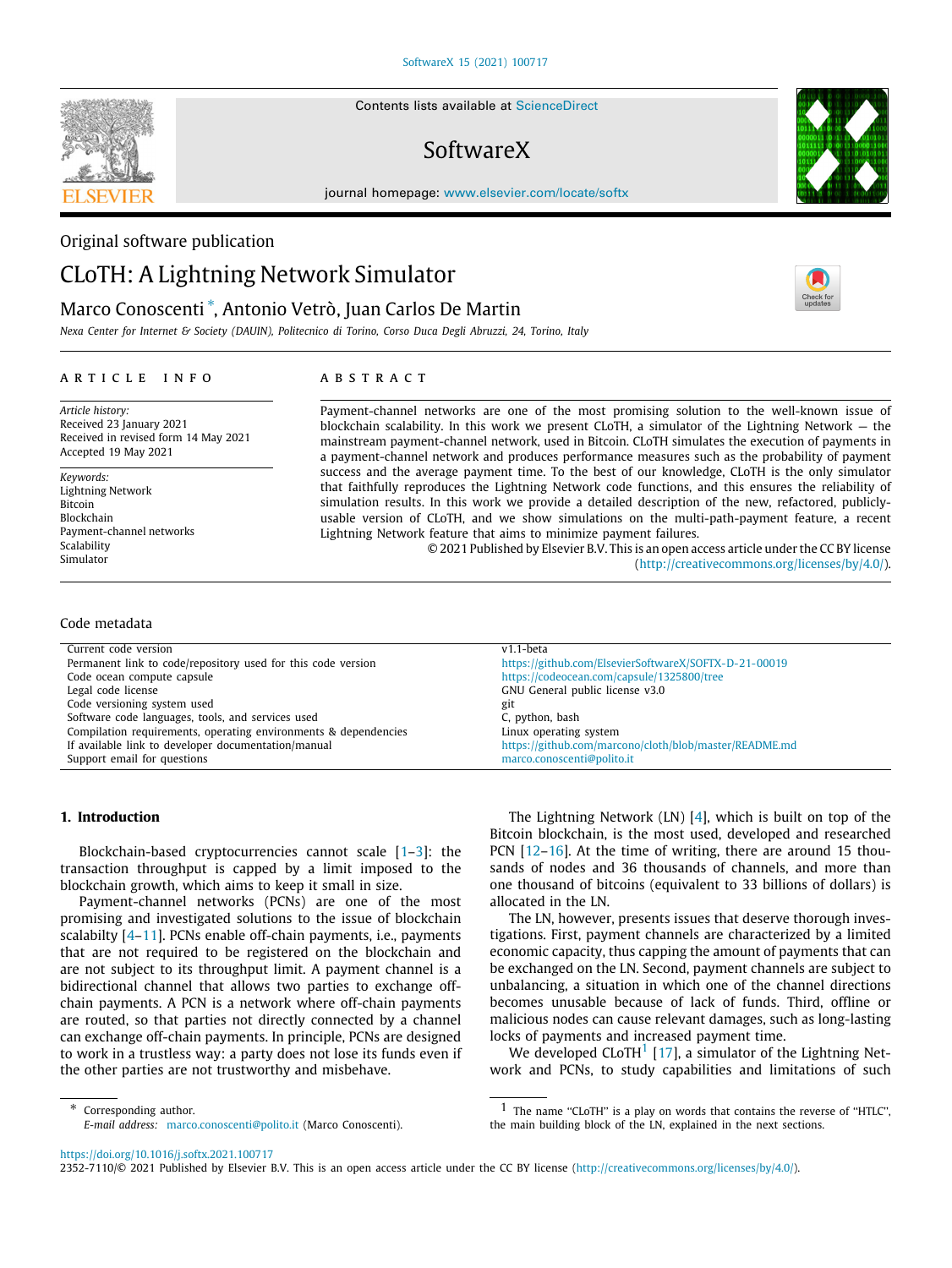Original software publication

# CLoTH: A Lightning Network Simulator

Marco Conoscenti *, Antonio Vetrò, Juan Carlos De Martin

*Nexa Center for Internet & Society (DAUIN), Politecnico di Torino, Corso Duca Degli Abruzzi, 24, Torino, Italy*

**ARTICLE INFO**

*Article history:*
Received 23 January 2021
Received in revised form 14 May 2021
Accepted 19 May 2021

*Keywords:*
Lightning Network
Bitcoin
Blockchain
Payment-channel networks
Scalability
Simulator

**ABSTRACT**

Payment-channel networks are one of the most promising solution to the well-known issue of blockchain scalability. In this work we present CLoTH, a simulator of the Lightning Network — the mainstream payment-channel network, used in Bitcoin. CLoTH simulates the execution of payments in a payment-channel network and produces performance measures such as the probability of payment success and the average payment time. To the best of our knowledge, CLoTH is the only simulator that faithfully reproduces the Lightning Network code functions, and this ensures the reliability of simulation results. In this work we provide a detailed description of the new, refactored, publicly-usable version of CLoTH, and we show simulations on the multi-path-payment feature, a recent Lightning Network feature that aims to minimize payment failures.

© 2021 Published by Elsevier B.V. This is an open access article under the CC BY license (http://creativecommons.org/licenses/by/4.0/).

## Code metadata

| | |
|---|---|
| Current code version | v1.1-beta |
| Permanent link to code/repository used for this code version | https://github.com/ElsevierSoftwareX/SOFTX-D-21-00019 |
| Code ocean compute capsule | https://codeocean.com/capsule/1325800/tree |
| Legal code license | GNU General public license v3.0 |
| Code versioning system used | git |
| Software code languages, tools, and services used | C, python, bash |
| Compilation requirements, operating environments & dependencies | Linux operating system |
| If available link to developer documentation/manual | https://github.com/marcono/cloth/blob/master/README.md |
| Support email for questions | marco.conoscenti@polito.it |

## 1. Introduction

Blockchain-based cryptocurrencies cannot scale [1–3]: the transaction throughput is capped by a limit imposed to the blockchain growth, which aims to keep it small in size.

Payment-channel networks (PCNs) are one of the most promising and investigated solutions to the issue of blockchain scalabilty [4–11]. PCNs enable off-chain payments, i.e., payments that are not required to be registered on the blockchain and are not subject to its throughput limit. A payment channel is a bidirectional channel that allows two parties to exchange off-chain payments. A PCN is a network where off-chain payments are routed, so that parties not directly connected by a channel can exchange off-chain payments. In principle, PCNs are designed to work in a trustless way: a party does not lose its funds even if the other parties are not trustworthy and misbehave.

The Lightning Network (LN) [4], which is built on top of the Bitcoin blockchain, is the most used, developed and researched PCN [12–16]. At the time of writing, there are around 15 thousands of nodes and 36 thousands of channels, and more than one thousand of bitcoins (equivalent to 33 billions of dollars) is allocated in the LN.

The LN, however, presents issues that deserve thorough investigations. First, payment channels are characterized by a limited economic capacity, thus capping the amount of payments that can be exchanged on the LN. Second, payment channels are subject to unbalancing, a situation in which one of the channel directions becomes unusable because of lack of funds. Third, offline or malicious nodes can cause relevant damages, such as long-lasting locks of payments and increased payment time.

We developed CLoTH[1] [17], a simulator of the Lightning Network and PCNs, to study capabilities and limitations of such

* Corresponding author.
*E-mail address:* marco.conoscenti@polito.it (Marco Conoscenti).

[1] The name "CLoTH" is a play on words that contains the reverse of "HTLC", the main building block of the LN, explained in the next sections.

https://doi.org/10.1016/j.softx.2021.100717
2352-7110/© 2021 Published by Elsevier B.V. This is an open access article under the CC BY license (http://creativecommons.org/licenses/by/4.0/).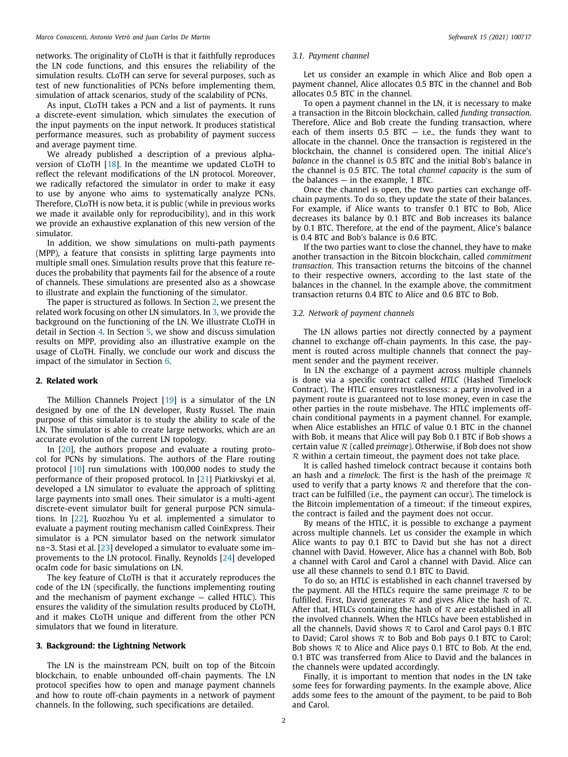networks. The originality of CLoTH is that it faithfully reproduces the LN code functions, and this ensures the reliability of the simulation results. CLoTH can serve for several purposes, such as test of new functionalities of PCNs before implementing them, simulation of attack scenarios, study of the scalability of PCNs.

As input, CLoTH takes a PCN and a list of payments. It runs a discrete-event simulation, which simulates the execution of the input payments on the input network. It produces statistical performance measures, such as probability of payment success and average payment time.

We already published a description of a previous alpha-version of CLoTH [18]. In the meantime we updated CLoTH to reflect the relevant modifications of the LN protocol. Moreover, we radically refactored the simulator in order to make it easy to use by anyone who aims to systematically analyze PCNs. Therefore, CLoTH is now beta, it is public (while in previous works we made it available only for reproducibility), and in this work we provide an exhaustive explanation of this new version of the simulator.

In addition, we show simulations on multi-path payments (MPP), a feature that consists in splitting large payments into multiple small ones. Simulation results prove that this feature reduces the probability that payments fail for the absence of a route of channels. These simulations are presented also as a showcase to illustrate and explain the functioning of the simulator.

The paper is structured as follows. In Section 2, we present the related work focusing on other LN simulators. In 3, we provide the background on the functioning of the LN. We illustrate CLoTH in detail in Section 4. In Section 5, we show and discuss simulation results on MPP, providing also an illustrative example on the usage of CLoTH. Finally, we conclude our work and discuss the impact of the simulator in Section 6.

## 2. Related work

The Million Channels Project [19] is a simulator of the LN designed by one of the LN developer, Rusty Russel. The main purpose of this simulator is to study the ability to scale of the LN. The simulator is able to create large networks, which are an accurate evolution of the current LN topology.

In [20], the authors propose and evaluate a routing protocol for PCNs by simulations. The authors of the Flare routing protocol [10] run simulations with 100,000 nodes to study the performance of their proposed protocol. In [21] Piatkivskyi et al. developed a LN simulator to evaluate the approach of splitting large payments into small ones. Their simulator is a multi-agent discrete-event simulator built for general purpose PCN simulations. In [22], Ruozhou Yu et al. implemented a simulator to evaluate a payment routing mechanism called CoinExpress. Their simulator is a PCN simulator based on the network simulator `ns-3`. Stasi et al. [23] developed a simulator to evaluate some improvements to the LN protocol. Finally, Reynolds [24] developed ocalm code for basic simulations on LN.

The key feature of CLoTH is that it accurately reproduces the code of the LN (specifically, the functions implementing routing and the mechanism of payment exchange — called HTLC). This ensures the validity of the simulation results produced by CLoTH, and it makes CLoTH unique and different from the other PCN simulators that we found in literature.

## 3. Background: the Lightning Network

The LN is the mainstream PCN, built on top of the Bitcoin blockchain, to enable unbounded off-chain payments. The LN protocol specifies how to open and manage payment channels and how to route off-chain payments in a network of payment channels. In the following, such specifications are detailed.

### 3.1. Payment channel

Let us consider an example in which Alice and Bob open a payment channel, Alice allocates 0.5 BTC in the channel and Bob allocates 0.5 BTC in the channel.

To open a payment channel in the LN, it is necessary to make a transaction in the Bitcoin blockchain, called *funding transaction*. Therefore, Alice and Bob create the funding transaction, where each of them inserts 0.5 BTC — i.e., the funds they want to allocate in the channel. Once the transaction is registered in the blockchain, the channel is considered open. The initial Alice's *balance* in the channel is 0.5 BTC and the initial Bob's balance in the channel is 0.5 BTC. The total *channel capacity* is the sum of the balances — in the example, 1 BTC.

Once the channel is open, the two parties can exchange off-chain payments. To do so, they update the state of their balances. For example, if Alice wants to transfer 0.1 BTC to Bob, Alice decreases its balance by 0.1 BTC and Bob increases its balance by 0.1 BTC. Therefore, at the end of the payment, Alice's balance is 0.4 BTC and Bob's balance is 0.6 BTC.

If the two parties want to close the channel, they have to make another transaction in the Bitcoin blockchain, called *commitment transaction*. This transaction returns the bitcoins of the channel to their respective owners, according to the last state of the balances in the channel. In the example above, the commitment transaction returns 0.4 BTC to Alice and 0.6 BTC to Bob.

### 3.2. Network of payment channels

The LN allows parties not directly connected by a payment channel to exchange off-chain payments. In this case, the payment is routed across multiple channels that connect the payment sender and the payment receiver.

In LN the exchange of a payment across multiple channels is done via a specific contract called *HTLC* (Hashed Timelock Contract). The HTLC ensures trustlessness: a party involved in a payment route is guaranteed not to lose money, even in case the other parties in the route misbehave. The HTLC implements off-chain conditional payments in a payment channel. For example, when Alice establishes an HTLC of value 0.1 BTC in the channel with Bob, it means that Alice will pay Bob 0.1 BTC if Bob shows a certain value $\mathcal{R}$ (called *preimage*). Otherwise, if Bob does not show $\mathcal{R}$ within a certain timeout, the payment does not take place.

It is called hashed timelock contract because it contains both an hash and a *timelock*. The first is the hash of the preimage $\mathcal{R}$ used to verify that a party knows $\mathcal{R}$ and therefore that the contract can be fulfilled (i.e., the payment can occur). The timelock is the Bitcoin implementation of a timeout: if the timeout expires, the contract is failed and the payment does not occur.

By means of the HTLC, it is possible to exchange a payment across multiple channels. Let us consider the example in which Alice wants to pay 0.1 BTC to David but she has not a direct channel with David. However, Alice has a channel with Bob, Bob a channel with Carol and Carol a channel with David. Alice can use all these channels to send 0.1 BTC to David.

To do so, an HTLC is established in each channel traversed by the payment. All the HTLCs require the same preimage $\mathcal{R}$ to be fulfilled. First, David generates $\mathcal{R}$ and gives Alice the hash of $\mathcal{R}$. After that, HTLCs containing the hash of $\mathcal{R}$ are established in all the involved channels. When the HTLCs have been established in all the channels, David shows $\mathcal{R}$ to Carol and Carol pays 0.1 BTC to David; Carol shows $\mathcal{R}$ to Bob and Bob pays 0.1 BTC to Carol; Bob shows $\mathcal{R}$ to Alice and Alice pays 0.1 BTC to Bob. At the end, 0.1 BTC was transferred from Alice to David and the balances in the channels were updated accordingly.

Finally, it is important to mention that nodes in the LN take some fees for forwarding payments. In the example above, Alice adds some fees to the amount of the payment, to be paid to Bob and Carol.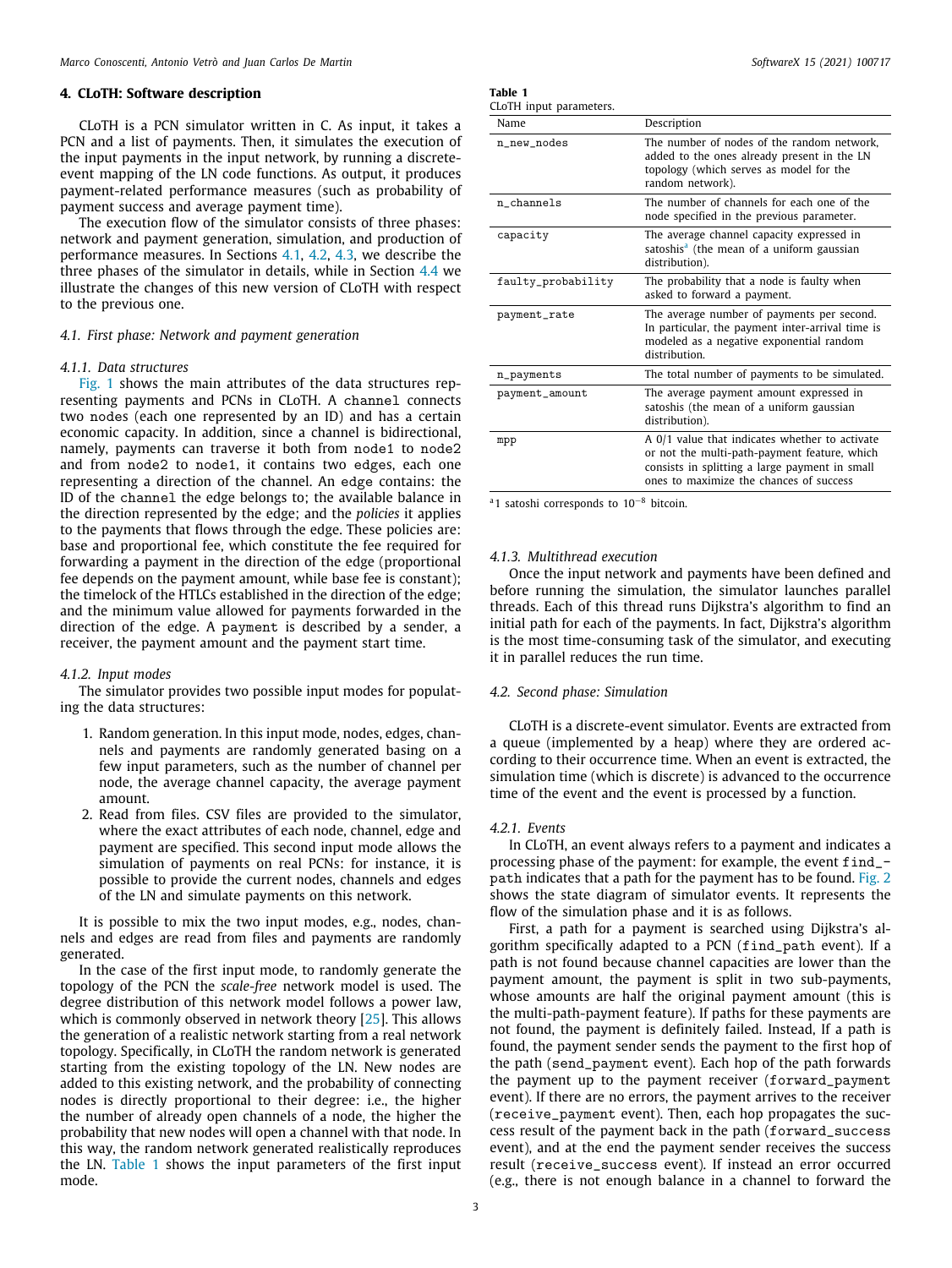## 4. CLoTH: Software description

CLoTH is a PCN simulator written in C. As input, it takes a PCN and a list of payments. Then, it simulates the execution of the input payments in the input network, by running a discrete-event mapping of the LN code functions. As output, it produces payment-related performance measures (such as probability of payment success and average payment time).

The execution flow of the simulator consists of three phases: network and payment generation, simulation, and production of performance measures. In Sections 4.1, 4.2, 4.3, we describe the three phases of the simulator in details, while in Section 4.4 we illustrate the changes of this new version of CLoTH with respect to the previous one.

### 4.1. First phase: Network and payment generation

#### 4.1.1. Data structures

Fig. 1 shows the main attributes of the data structures representing payments and PCNs in CLoTH. A `channel` connects two `nodes` (each one represented by an ID) and has a certain economic capacity. In addition, since a channel is bidirectional, namely, payments can traverse it both from `node1` to `node2` and from `node2` to `node1`, it contains two `edges`, each one representing a direction of the channel. An `edge` contains: the ID of the `channel` the edge belongs to; the available balance in the direction represented by the edge; and the *policies* it applies to the payments that flows through the edge. These policies are: base and proportional fee, which constitute the fee required for forwarding a payment in the direction of the edge (proportional fee depends on the payment amount, while base fee is constant); the timelock of the HTLCs established in the direction of the edge; and the minimum value allowed for payments forwarded in the direction of the edge. A `payment` is described by a sender, a receiver, the payment amount and the payment start time.

#### 4.1.2. Input modes

The simulator provides two possible input modes for populating the data structures:

1. Random generation. In this input mode, nodes, edges, channels and payments are randomly generated basing on a few input parameters, such as the number of channel per node, the average channel capacity, the average payment amount.
2. Read from files. CSV files are provided to the simulator, where the exact attributes of each node, channel, edge and payment are specified. This second input mode allows the simulation of payments on real PCNs: for instance, it is possible to provide the current nodes, channels and edges of the LN and simulate payments on this network.

It is possible to mix the two input modes, e.g., nodes, channels and edges are read from files and payments are randomly generated.

In the case of the first input mode, to randomly generate the topology of the PCN the *scale-free* network model is used. The degree distribution of this network model follows a power law, which is commonly observed in network theory [25]. This allows the generation of a realistic network starting from a real network topology. Specifically, in CLoTH the random network is generated starting from the existing topology of the LN. New nodes are added to this existing network, and the probability of connecting nodes is directly proportional to their degree: i.e., the higher the number of already open channels of a node, the higher the probability that new nodes will open a channel with that node. In this way, the random network generated realistically reproduces the LN. Table 1 shows the input parameters of the first input mode.

**Table 1**
CLoTH input parameters.

| Name | Description |
|---|---|
| `n_new_nodes` | The number of nodes of the random network, added to the ones already present in the LN topology (which serves as model for the random network). |
| `n_channels` | The number of channels for each one of the node specified in the previous parameter. |
| `capacity` | The average channel capacity expressed in satoshis[a] (the mean of a uniform gaussian distribution). |
| `faulty_probability` | The probability that a node is faulty when asked to forward a payment. |
| `payment_rate` | The average number of payments per second. In particular, the payment inter-arrival time is modeled as a negative exponential random distribution. |
| `n_payments` | The total number of payments to be simulated. |
| `payment_amount` | The average payment amount expressed in satoshis (the mean of a uniform gaussian distribution). |
| `mpp` | A 0/1 value that indicates whether to activate or not the multi-path-payment feature, which consists in splitting a large payment in small ones to maximize the chances of success |

[a] 1 satoshi corresponds to $10^{-8}$ bitcoin.

#### 4.1.3. Multithread execution

Once the input network and payments have been defined and before running the simulation, the simulator launches parallel threads. Each of this thread runs Dijkstra's algorithm to find an initial path for each of the payments. In fact, Dijkstra's algorithm is the most time-consuming task of the simulator, and executing it in parallel reduces the run time.

### 4.2. Second phase: Simulation

CLoTH is a discrete-event simulator. Events are extracted from a queue (implemented by a heap) where they are ordered according to their occurrence time. When an event is extracted, the simulation time (which is discrete) is advanced to the occurrence time of the event and the event is processed by a function.

#### 4.2.1. Events

In CLoTH, an event always refers to a payment and indicates a processing phase of the payment: for example, the event `find_path` indicates that a path for the payment has to be found. Fig. 2 shows the state diagram of simulator events. It represents the flow of the simulation phase and it is as follows.

First, a path for a payment is searched using Dijkstra's algorithm specifically adapted to a PCN (`find_path` event). If a path is not found because channel capacities are lower than the payment amount, the payment is split in two sub-payments, whose amounts are half the original payment amount (this is the multi-path-payment feature). If paths for these payments are not found, the payment is definitely failed. Instead, If a path is found, the payment sender sends the payment to the first hop of the path (`send_payment` event). Each hop of the path forwards the payment up to the payment receiver (`forward_payment` event). If there are no errors, the payment arrives to the receiver (`receive_payment` event). Then, each hop propagates the success result of the payment back in the path (`forward_success` event), and at the end the payment sender receives the success result (`receive_success` event). If instead an error occurred (e.g., there is not enough balance in a channel to forward the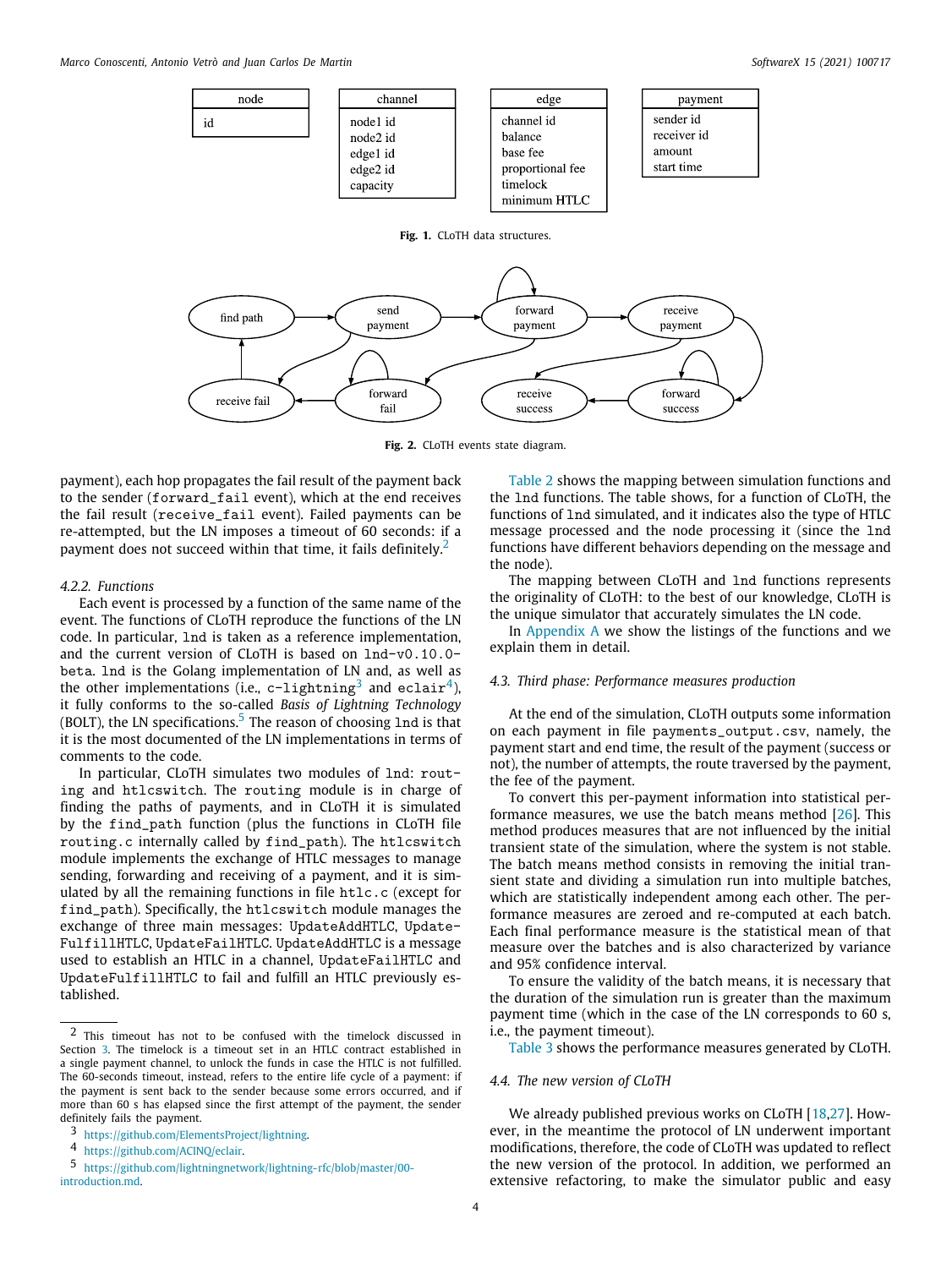| node |
| --- |
| id |

| channel |
| --- |
| node1 id |
| node2 id |
| edge1 id |
| edge2 id |
| capacity |

| edge |
| --- |
| channel id |
| balance |
| base fee |
| proportional fee |
| timelock |
| minimum HTLC |

| payment |
| --- |
| sender id |
| receiver id |
| amount |
| start time |

**Fig. 1.** CLoTH data structures.

**Fig. 2.** CLoTH events state diagram.

payment), each hop propagates the fail result of the payment back to the sender (`forward_fail` event), which at the end receives the fail result (`receive_fail` event). Failed payments can be re-attempted, but the LN imposes a timeout of 60 seconds: if a payment does not succeed within that time, it fails definitely.[2]

#### 4.2.2. Functions

Each event is processed by a function of the same name of the event. The functions of CLoTH reproduce the functions of the LN code. In particular, `lnd` is taken as a reference implementation, and the current version of CLoTH is based on `lnd-v0.10.0-beta`. `lnd` is the Golang implementation of LN and, as well as the other implementations (i.e., `c-lightning`[3] and `eclair`[4]), it fully conforms to the so-called *Basis of Lightning Technology* (BOLT), the LN specifications.[5] The reason of choosing `lnd` is that it is the most documented of the LN implementations in terms of comments to the code.

In particular, CLoTH simulates two modules of `lnd`: `routing` and `htlcswitch`. The `routing` module is in charge of finding the paths of payments, and in CLoTH it is simulated by the `find_path` function (plus the functions in CLoTH file `routing.c` internally called by `find_path`). The `htlcswitch` module implements the exchange of HTLC messages to manage sending, forwarding and receiving of a payment, and it is simulated by all the remaining functions in file `htlc.c` (except for `find_path`). Specifically, the `htlcswitch` module manages the exchange of three main messages: `UpdateAddHTLC`, `UpdateFulfillHTLC`, `UpdateFailHTLC`. `UpdateAddHTLC` is a message used to establish an HTLC in a channel, `UpdateFailHTLC` and `UpdateFulfillHTLC` to fail and fulfill an HTLC previously established.

Table 2 shows the mapping between simulation functions and the `lnd` functions. The table shows, for a function of CLoTH, the functions of `lnd` simulated, and it indicates also the type of HTLC message processed and the node processing it (since the `lnd` functions have different behaviors depending on the message and the node).

The mapping between CLoTH and `lnd` functions represents the originality of CLoTH: to the best of our knowledge, CLoTH is the unique simulator that accurately simulates the LN code.

In Appendix A we show the listings of the functions and we explain them in detail.

### 4.3. Third phase: Performance measures production

At the end of the simulation, CLoTH outputs some information on each payment in file `payments_output.csv`, namely, the payment start and end time, the result of the payment (success or not), the number of attempts, the route traversed by the payment, the fee of the payment.

To convert this per-payment information into statistical performance measures, we use the batch means method [26]. This method produces measures that are not influenced by the initial transient state of the simulation, where the system is not stable. The batch means method consists in removing the initial transient state and dividing a simulation run into multiple batches, which are statistically independent among each other. The performance measures are zeroed and re-computed at each batch. Each final performance measure is the statistical mean of that measure over the batches and is also characterized by variance and 95% confidence interval.

To ensure the validity of the batch means, it is necessary that the duration of the simulation run is greater than the maximum payment time (which in the case of the LN corresponds to 60 s, i.e., the payment timeout).

Table 3 shows the performance measures generated by CLoTH.

### 4.4. The new version of CLoTH

We already published previous works on CLoTH [18,27]. However, in the meantime the protocol of LN underwent important modifications, therefore, the code of CLoTH was updated to reflect the new version of the protocol. In addition, we performed an extensive refactoring, to make the simulator public and easy

---

[2] This timeout has not to be confused with the timelock discussed in Section 3. The timelock is a timeout set in an HTLC contract established in a single payment channel, to unlock the funds in case the HTLC is not fulfilled. The 60-seconds timeout, instead, refers to the entire life cycle of a payment: if the payment is sent back to the sender because some errors occurred, and if more than 60 s has elapsed since the first attempt of the payment, the sender definitely fails the payment.

[3] https://github.com/ElementsProject/lightning.

[4] https://github.com/ACINQ/eclair.

[5] https://github.com/lightningnetwork/lightning-rfc/blob/master/00-introduction.md.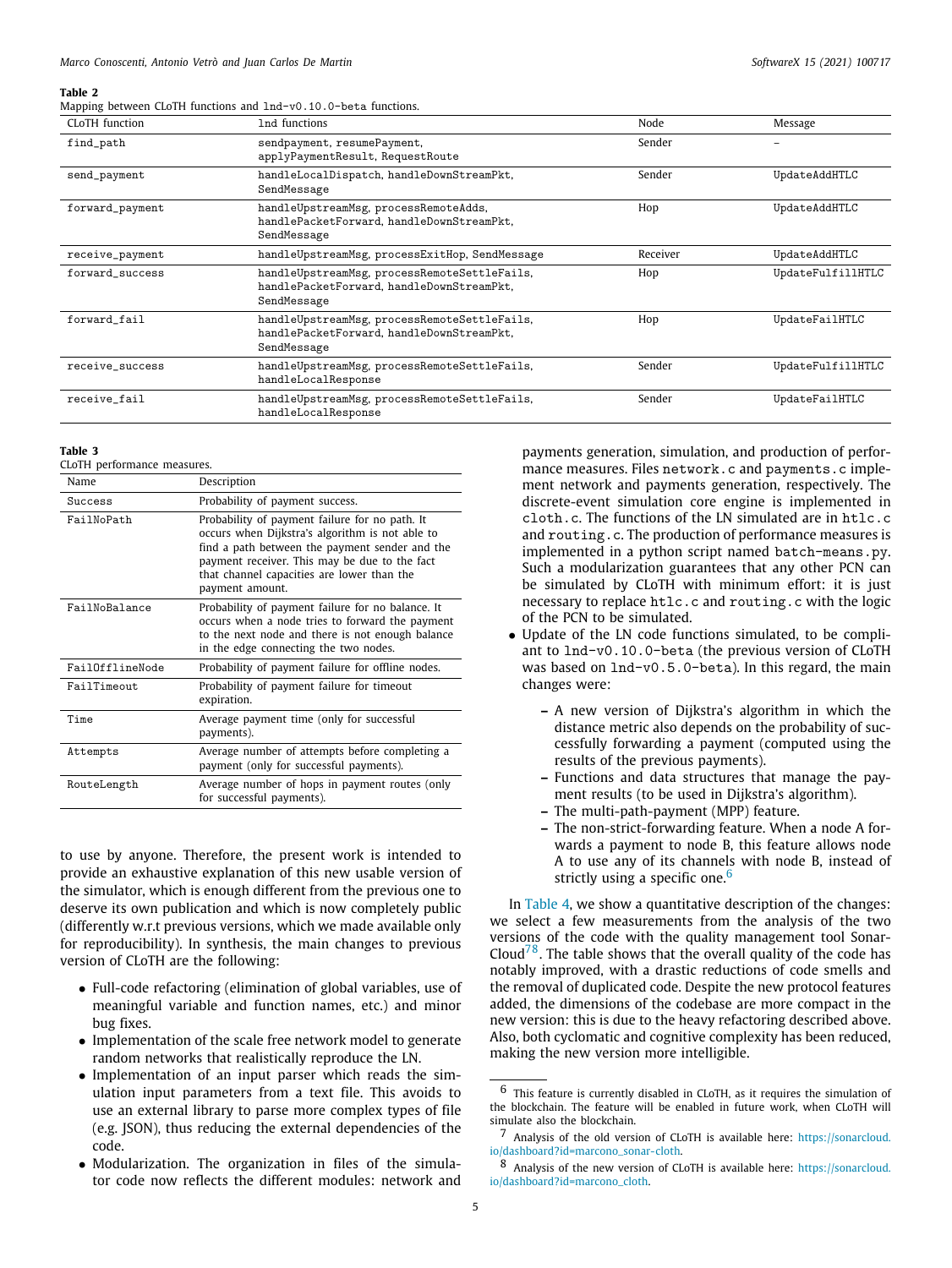**Table 2**
Mapping between CLoTH functions and lnd-v0.10.0-beta functions.

| CLoTH function | lnd functions | Node | Message |
|---|---|---|---|
| find_path | sendpayment, resumePayment, applyPaymentResult, RequestRoute | Sender | – |
| send_payment | handleLocalDispatch, handleDownStreamPkt, SendMessage | Sender | UpdateAddHTLC |
| forward_payment | handleUpstreamMsg, processRemoteAdds, handlePacketForward, handleDownStreamPkt, SendMessage | Hop | UpdateAddHTLC |
| receive_payment | handleUpstreamMsg, processExitHop, SendMessage | Receiver | UpdateAddHTLC |
| forward_success | handleUpstreamMsg, processRemoteSettleFails, handlePacketForward, handleDownStreamPkt, SendMessage | Hop | UpdateFulfillHTLC |
| forward_fail | handleUpstreamMsg, processRemoteSettleFails, handlePacketForward, handleDownStreamPkt, SendMessage | Hop | UpdateFailHTLC |
| receive_success | handleUpstreamMsg, processRemoteSettleFails, handleLocalResponse | Sender | UpdateFulfillHTLC |
| receive_fail | handleUpstreamMsg, processRemoteSettleFails, handleLocalResponse | Sender | UpdateFailHTLC |

**Table 3**
CLoTH performance measures.

| Name | Description |
|---|---|
| Success | Probability of payment success. |
| FailNoPath | Probability of payment failure for no path. It occurs when Dijkstra's algorithm is not able to find a path between the payment sender and the payment receiver. This may be due to the fact that channel capacities are lower than the payment amount. |
| FailNoBalance | Probability of payment failure for no balance. It occurs when a node tries to forward the payment to the next node and there is not enough balance in the edge connecting the two nodes. |
| FailOfflineNode | Probability of payment failure for offline nodes. |
| FailTimeout | Probability of payment failure for timeout expiration. |
| Time | Average payment time (only for successful payments). |
| Attempts | Average number of attempts before completing a payment (only for successful payments). |
| RouteLength | Average number of hops in payment routes (only for successful payments). |

to use by anyone. Therefore, the present work is intended to provide an exhaustive explanation of this new usable version of the simulator, which is enough different from the previous one to deserve its own publication and which is now completely public (differently w.r.t previous versions, which we made available only for reproducibility). In synthesis, the main changes to previous version of CLoTH are the following:

- Full-code refactoring (elimination of global variables, use of meaningful variable and function names, etc.) and minor bug fixes.
- Implementation of the scale free network model to generate random networks that realistically reproduce the LN.
- Implementation of an input parser which reads the simulation input parameters from a text file. This avoids to use an external library to parse more complex types of file (e.g. JSON), thus reducing the external dependencies of the code.
- Modularization. The organization in files of the simulator code now reflects the different modules: network and payments generation, simulation, and production of performance measures. Files network.c and payments.c implement network and payments generation, respectively. The discrete-event simulation core engine is implemented in cloth.c. The functions of the LN simulated are in htlc.c and routing.c. The production of performance measures is implemented in a python script named batch-means.py. Such a modularization guarantees that any other PCN can be simulated by CLoTH with minimum effort: it is just necessary to replace htlc.c and routing.c with the logic of the PCN to be simulated.
- Update of the LN code functions simulated, to be compliant to lnd-v0.10.0-beta (the previous version of CLoTH was based on lnd-v0.5.0-beta). In this regard, the main changes were:
  - A new version of Dijkstra's algorithm in which the distance metric also depends on the probability of successfully forwarding a payment (computed using the results of the previous payments).
  - Functions and data structures that manage the payment results (to be used in Dijkstra's algorithm).
  - The multi-path-payment (MPP) feature.
  - The non-strict-forwarding feature. When a node A forwards a payment to node B, this feature allows node A to use any of its channels with node B, instead of strictly using a specific one.[6]

In Table 4, we show a quantitative description of the changes: we select a few measurements from the analysis of the two versions of the code with the quality management tool SonarCloud[7,8]. The table shows that the overall quality of the code has notably improved, with a drastic reductions of code smells and the removal of duplicated code. Despite the new protocol features added, the dimensions of the codebase are more compact in the new version: this is due to the heavy refactoring described above. Also, both cyclomatic and cognitive complexity has been reduced, making the new version more intelligible.

[6] This feature is currently disabled in CLoTH, as it requires the simulation of the blockchain. The feature will be enabled in future work, when CLoTH will simulate also the blockchain.

[7] Analysis of the old version of CLoTH is available here: https://sonarcloud.io/dashboard?id=marcono_sonar-cloth.

[8] Analysis of the new version of CLoTH is available here: https://sonarcloud.io/dashboard?id=marcono_cloth.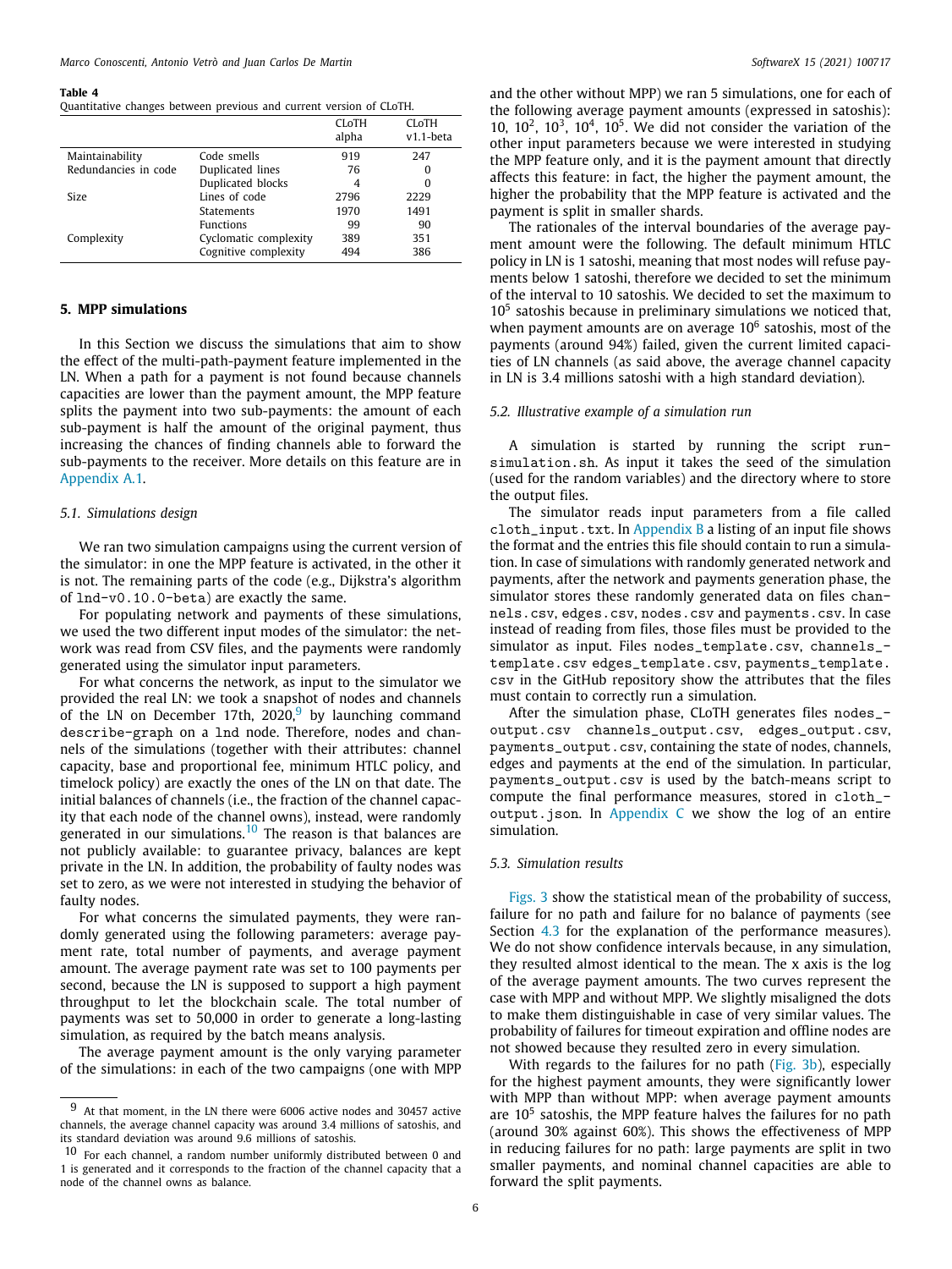**Table 4**
Quantitative changes between previous and current version of CLoTH.

| | | CLoTH alpha | CLoTH v1.1-beta |
|---|---|---|---|
| Maintainability | Code smells | 919 | 247 |
| Redundancies in code | Duplicated lines | 76 | 0 |
| | Duplicated blocks | 4 | 0 |
| Size | Lines of code | 2796 | 2229 |
| | Statements | 1970 | 1491 |
| | Functions | 99 | 90 |
| Complexity | Cyclomatic complexity | 389 | 351 |
| | Cognitive complexity | 494 | 386 |

## 5. MPP simulations

In this Section we discuss the simulations that aim to show the effect of the multi-path-payment feature implemented in the LN. When a path for a payment is not found because channels capacities are lower than the payment amount, the MPP feature splits the payment into two sub-payments: the amount of each sub-payment is half the amount of the original payment, thus increasing the chances of finding channels able to forward the sub-payments to the receiver. More details on this feature are in Appendix A.1.

### 5.1. Simulations design

We ran two simulation campaigns using the current version of the simulator: in one the MPP feature is activated, in the other it is not. The remaining parts of the code (e.g., Dijkstra's algorithm of `lnd-v0.10.0-beta`) are exactly the same.

For populating network and payments of these simulations, we used the two different input modes of the simulator: the network was read from CSV files, and the payments were randomly generated using the simulator input parameters.

For what concerns the network, as input to the simulator we provided the real LN: we took a snapshot of nodes and channels of the LN on December 17th, 2020,[9] by launching command `describe-graph` on a `lnd` node. Therefore, nodes and channels of the simulations (together with their attributes: channel capacity, base and proportional fee, minimum HTLC policy, and timelock policy) are exactly the ones of the LN on that date. The initial balances of channels (i.e., the fraction of the channel capacity that each node of the channel owns), instead, were randomly generated in our simulations.[10] The reason is that balances are not publicly available: to guarantee privacy, balances are kept private in the LN. In addition, the probability of faulty nodes was set to zero, as we were not interested in studying the behavior of faulty nodes.

For what concerns the simulated payments, they were randomly generated using the following parameters: average payment rate, total number of payments, and average payment amount. The average payment rate was set to 100 payments per second, because the LN is supposed to support a high payment throughput to let the blockchain scale. The total number of payments was set to 50,000 in order to generate a long-lasting simulation, as required by the batch means analysis.

The average payment amount is the only varying parameter of the simulations: in each of the two campaigns (one with MPP and the other without MPP) we ran 5 simulations, one for each of the following average payment amounts (expressed in satoshis): 10, $10^2$, $10^3$, $10^4$, $10^5$. We did not consider the variation of the other input parameters because we were interested in studying the MPP feature only, and it is the payment amount that directly affects this feature: in fact, the higher the payment amount, the higher the probability that the MPP feature is activated and the payment is split in smaller shards.

The rationales of the interval boundaries of the average payment amount were the following. The default minimum HTLC policy in LN is 1 satoshi, meaning that most nodes will refuse payments below 1 satoshi, therefore we decided to set the minimum of the interval to 10 satoshis. We decided to set the maximum to $10^5$ satoshis because in preliminary simulations we noticed that, when payment amounts are on average $10^6$ satoshis, most of the payments (around 94%) failed, given the current limited capacities of LN channels (as said above, the average channel capacity in LN is 3.4 millions satoshi with a high standard deviation).

### 5.2. Illustrative example of a simulation run

A simulation is started by running the script `run-simulation.sh`. As input it takes the seed of the simulation (used for the random variables) and the directory where to store the output files.

The simulator reads input parameters from a file called `cloth_input.txt`. In Appendix B a listing of an input file shows the format and the entries this file should contain to run a simulation. In case of simulations with randomly generated network and payments, after the network and payments generation phase, the simulator stores these randomly generated data on files `channels.csv`, `edges.csv`, `nodes.csv` and `payments.csv`. In case instead of reading from files, those files must be provided to the simulator as input. Files `nodes_template.csv`, `channels_template.csv` `edges_template.csv`, `payments_template.csv` in the GitHub repository show the attributes that the files must contain to correctly run a simulation.

After the simulation phase, CLoTH generates files `nodes_output.csv` `channels_output.csv`, `edges_output.csv`, `payments_output.csv`, containing the state of nodes, channels, edges and payments at the end of the simulation. In particular, `payments_output.csv` is used by the batch-means script to compute the final performance measures, stored in `cloth_output.json`. In Appendix C we show the log of an entire simulation.

### 5.3. Simulation results

Figs. 3 show the statistical mean of the probability of success, failure for no path and failure for no balance of payments (see Section 4.3 for the explanation of the performance measures). We do not show confidence intervals because, in any simulation, they resulted almost identical to the mean. The x axis is the log of the average payment amounts. The two curves represent the case with MPP and without MPP. We slightly misaligned the dots to make them distinguishable in case of very similar values. The probability of failures for timeout expiration and offline nodes are not showed because they resulted zero in every simulation.

With regards to the failures for no path (Fig. 3b), especially for the highest payment amounts, they were significantly lower with MPP than without MPP: when average payment amounts are $10^5$ satoshis, the MPP feature halves the failures for no path (around 30% against 60%). This shows the effectiveness of MPP in reducing failures for no path: large payments are split in two smaller payments, and nominal channel capacities are able to forward the split payments.

---

[9] At that moment, in the LN there were 6006 active nodes and 30457 active channels, the average channel capacity was around 3.4 millions of satoshis, and its standard deviation was around 9.6 millions of satoshis.

[10] For each channel, a random number uniformly distributed between 0 and 1 is generated and it corresponds to the fraction of the channel capacity that a node of the channel owns as balance.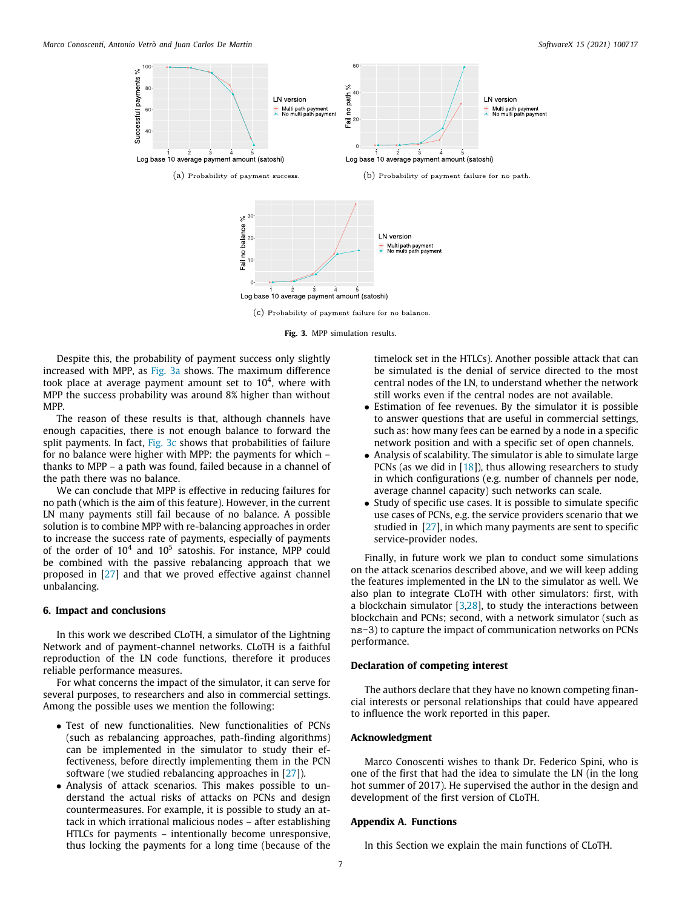(a) Probability of payment success.

(b) Probability of payment failure for no path.

(c) Probability of payment failure for no balance.

**Fig. 3.** MPP simulation results.

Despite this, the probability of payment success only slightly increased with MPP, as Fig. 3a shows. The maximum difference took place at average payment amount set to $10^4$, where with MPP the success probability was around 8% higher than without MPP.

The reason of these results is that, although channels have enough capacities, there is not enough balance to forward the split payments. In fact, Fig. 3c shows that probabilities of failure for no balance were higher with MPP: the payments for which – thanks to MPP – a path was found, failed because in a channel of the path there was no balance.

We can conclude that MPP is effective in reducing failures for no path (which is the aim of this feature). However, in the current LN many payments still fail because of no balance. A possible solution is to combine MPP with re-balancing approaches in order to increase the success rate of payments, especially of payments of the order of $10^4$ and $10^5$ satoshis. For instance, MPP could be combined with the passive rebalancing approach that we proposed in [27] and that we proved effective against channel unbalancing.

## 6. Impact and conclusions

In this work we described CLoTH, a simulator of the Lightning Network and of payment-channel networks. CLoTH is a faithful reproduction of the LN code functions, therefore it produces reliable performance measures.

For what concerns the impact of the simulator, it can serve for several purposes, to researchers and also in commercial settings. Among the possible uses we mention the following:

- Test of new functionalities. New functionalities of PCNs (such as rebalancing approaches, path-finding algorithms) can be implemented in the simulator to study their effectiveness, before directly implementing them in the PCN software (we studied rebalancing approaches in [27]).
- Analysis of attack scenarios. This makes possible to understand the actual risks of attacks on PCNs and design countermeasures. For example, it is possible to study an attack in which irrational malicious nodes – after establishing HTLCs for payments – intentionally become unresponsive, thus locking the payments for a long time (because of the timelock set in the HTLCs). Another possible attack that can be simulated is the denial of service directed to the most central nodes of the LN, to understand whether the network still works even if the central nodes are not available.
- Estimation of fee revenues. By the simulator it is possible to answer questions that are useful in commercial settings, such as: how many fees can be earned by a node in a specific network position and with a specific set of open channels.
- Analysis of scalability. The simulator is able to simulate large PCNs (as we did in [18]), thus allowing researchers to study in which configurations (e.g. number of channels per node, average channel capacity) such networks can scale.
- Study of specific use cases. It is possible to simulate specific use cases of PCNs, e.g. the service providers scenario that we studied in [27], in which many payments are sent to specific service-provider nodes.

Finally, in future work we plan to conduct some simulations on the attack scenarios described above, and we will keep adding the features implemented in the LN to the simulator as well. We also plan to integrate CLoTH with other simulators: first, with a blockchain simulator [3,28], to study the interactions between blockchain and PCNs; second, with a network simulator (such as `ns-3`) to capture the impact of communication networks on PCNs performance.

## Declaration of competing interest

The authors declare that they have no known competing financial interests or personal relationships that could have appeared to influence the work reported in this paper.

## Acknowledgment

Marco Conoscenti wishes to thank Dr. Federico Spini, who is one of the first that had the idea to simulate the LN (in the long hot summer of 2017). He supervised the author in the design and development of the first version of CLoTH.

## Appendix A. Functions

In this Section we explain the main functions of CLoTH.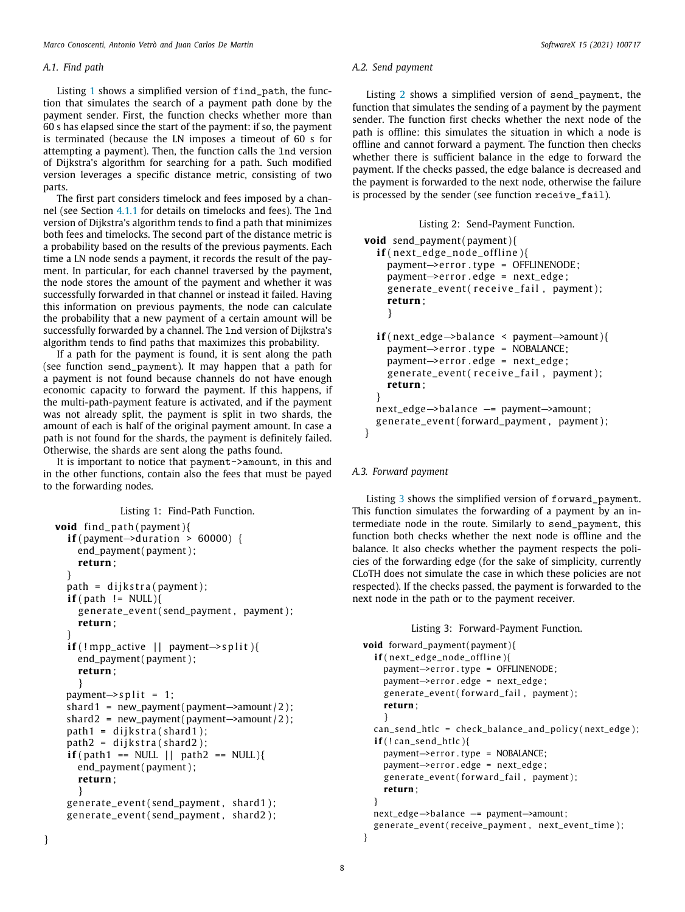### A.1. Find path

Listing 1 shows a simplified version of `find_path`, the function that simulates the search of a payment path done by the payment sender. First, the function checks whether more than 60 s has elapsed since the start of the payment: if so, the payment is terminated (because the LN imposes a timeout of 60 s for attempting a payment). Then, the function calls the `lnd` version of Dijkstra's algorithm for searching for a path. Such modified version leverages a specific distance metric, consisting of two parts.

The first part considers timelock and fees imposed by a channel (see Section 4.1.1 for details on timelocks and fees). The `lnd` version of Dijkstra's algorithm tends to find a path that minimizes both fees and timelocks. The second part of the distance metric is a probability based on the results of the previous payments. Each time a LN node sends a payment, it records the result of the payment. In particular, for each channel traversed by the payment, the node stores the amount of the payment and whether it was successfully forwarded in that channel or instead it failed. Having this information on previous payments, the node can calculate the probability that a new payment of a certain amount will be successfully forwarded by a channel. The `lnd` version of Dijkstra's algorithm tends to find paths that maximizes this probability.

If a path for the payment is found, it is sent along the path (see function `send_payment`). It may happen that a path for a payment is not found because channels do not have enough economic capacity to forward the payment. If this happens, if the multi-path-payment feature is activated, and if the payment was not already split, the payment is split in two shards, the amount of each is half of the original payment amount. In case a path is not found for the shards, the payment is definitely failed. Otherwise, the shards are sent along the paths found.

It is important to notice that `payment->amount`, in this and in the other functions, contain also the fees that must be payed to the forwarding nodes.

Listing 1: Find-Path Function.

```
void find_path(payment){
  if(payment->duration > 60000) {
    end_payment(payment);
    return;
  }
  path = dijkstra(payment);
  if(path != NULL){
    generate_event(send_payment, payment);
    return;
  }
  if(!mpp_active || payment->split){
    end_payment(payment);
    return;
    }
  payment->split = 1;
  shard1 = new_payment(payment->amount/2);
  shard2 = new_payment(payment->amount/2);
  path1 = dijkstra(shard1);
  path2 = dijkstra(shard2);
  if(path1 == NULL || path2 == NULL){
    end_payment(payment);
    return;
    }
  generate_event(send_payment, shard1);
  generate_event(send_payment, shard2);

}
```

### A.2. Send payment

Listing 2 shows a simplified version of `send_payment`, the function that simulates the sending of a payment by the payment sender. The function first checks whether the next node of the path is offline: this simulates the situation in which a node is offline and cannot forward a payment. The function then checks whether there is sufficient balance in the edge to forward the payment. If the checks passed, the edge balance is decreased and the payment is forwarded to the next node, otherwise the failure is processed by the sender (see function `receive_fail`).

Listing 2: Send-Payment Function.

```
void send_payment(payment){
  if(next_edge_node_offline){
    payment->error.type = OFFLINENODE;
    payment->error.edge = next_edge;
    generate_event(receive_fail, payment);
    return;
    }

  if(next_edge->balance < payment->amount){
    payment->error.type = NOBALANCE;
    payment->error.edge = next_edge;
    generate_event(receive_fail, payment);
    return;
  }
  next_edge->balance -= payment->amount;
  generate_event(forward_payment, payment);
}
```

### A.3. Forward payment

Listing 3 shows the simplified version of `forward_payment`. This function simulates the forwarding of a payment by an intermediate node in the route. Similarly to `send_payment`, this function both checks whether the next node is offline and the balance. It also checks whether the payment respects the policies of the forwarding edge (for the sake of simplicity, currently CLoTH does not simulate the case in which these policies are not respected). If the checks passed, the payment is forwarded to the next node in the path or to the payment receiver.

Listing 3: Forward-Payment Function.

```
void forward_payment(payment){
  if(next_edge_node_offline){
    payment->error.type = OFFLINENODE;
    payment->error.edge = next_edge;
    generate_event(forward_fail, payment);
    return;
    }
  can_send_htlc = check_balance_and_policy(next_edge);
  if(!can_send_htlc){
    payment->error.type = NOBALANCE;
    payment->error.edge = next_edge;
    generate_event(forward_fail, payment);
    return;
  }
  next_edge->balance -= payment->amount;
  generate_event(receive_payment, next_event_time);
}
```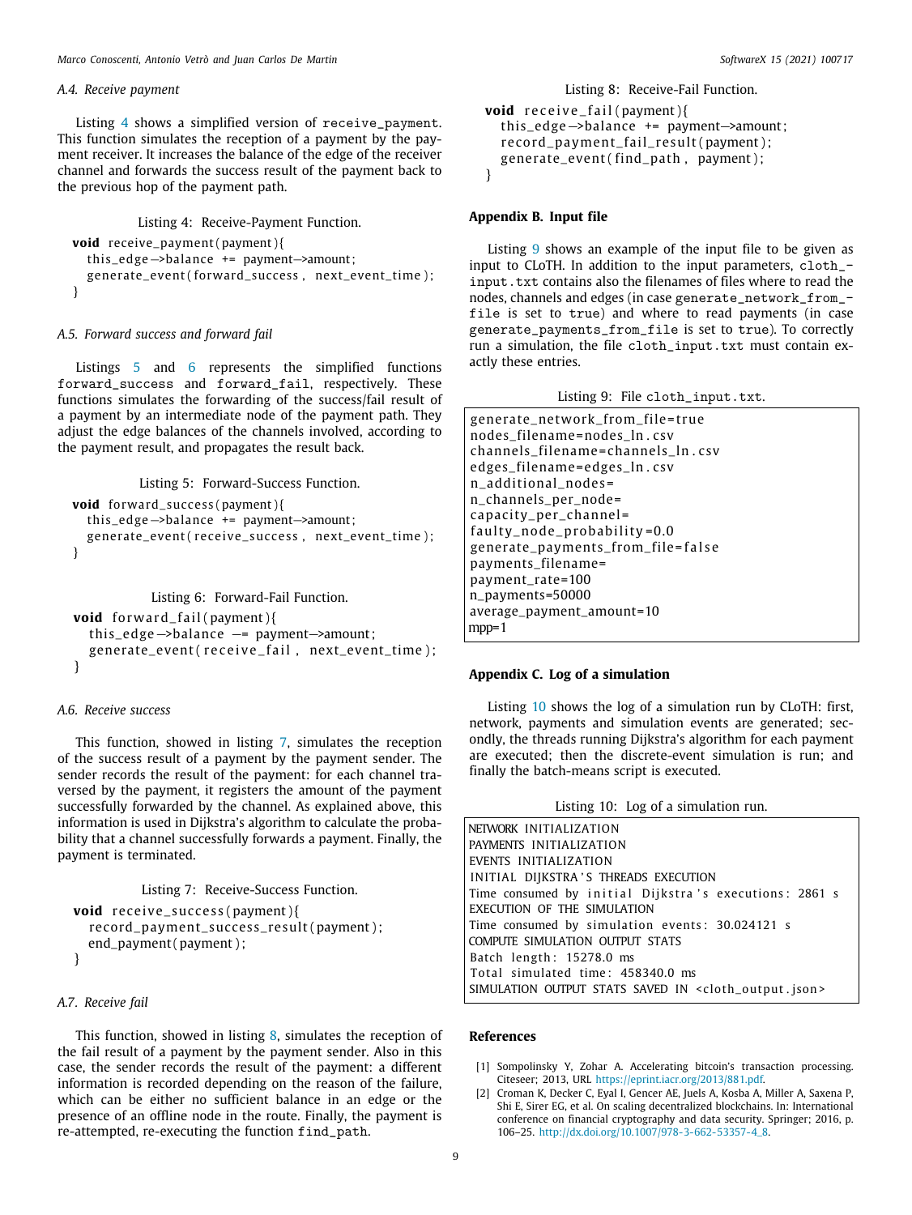### A.4. Receive payment

Listing 4 shows a simplified version of receive_payment. This function simulates the reception of a payment by the payment receiver. It increases the balance of the edge of the receiver channel and forwards the success result of the payment back to the previous hop of the payment path.

Listing 4: Receive-Payment Function.

```
void receive_payment(payment){
  this_edge->balance += payment->amount;
  generate_event(forward_success, next_event_time);
}
```

### A.5. Forward success and forward fail

Listings 5 and 6 represents the simplified functions forward_success and forward_fail, respectively. These functions simulates the forwarding of the success/fail result of a payment by an intermediate node of the payment path. They adjust the edge balances of the channels involved, according to the payment result, and propagates the result back.

Listing 5: Forward-Success Function.

```
void forward_success(payment){
  this_edge->balance += payment->amount;
  generate_event(receive_success, next_event_time);
}
```

Listing 6: Forward-Fail Function.

```
void forward_fail(payment){
  this_edge->balance -= payment->amount;
  generate_event(receive_fail, next_event_time);
}
```

### A.6. Receive success

This function, showed in listing 7, simulates the reception of the success result of a payment by the payment sender. The sender records the result of the payment: for each channel traversed by the payment, it registers the amount of the payment successfully forwarded by the channel. As explained above, this information is used in Dijkstra's algorithm to calculate the probability that a channel successfully forwards a payment. Finally, the payment is terminated.

Listing 7: Receive-Success Function.

```
void receive_success(payment){
  record_payment_success_result(payment);
  end_payment(payment);
}
```

### A.7. Receive fail

This function, showed in listing 8, simulates the reception of the fail result of a payment by the payment sender. Also in this case, the sender records the result of the payment: a different information is recorded depending on the reason of the failure, which can be either no sufficient balance in an edge or the presence of an offline node in the route. Finally, the payment is re-attempted, re-executing the function find_path.

Listing 8: Receive-Fail Function.

```
void receive_fail(payment){
  this_edge->balance += payment->amount;
  record_payment_fail_result(payment);
  generate_event(find_path, payment);
}
```

## Appendix B. Input file

Listing 9 shows an example of the input file to be given as input to CLoTH. In addition to the input parameters, cloth_input.txt contains also the filenames of files where to read the nodes, channels and edges (in case generate_network_from_file is set to true) and where to read payments (in case generate_payments_from_file is set to true). To correctly run a simulation, the file cloth_input.txt must contain exactly these entries.

Listing 9: File cloth_input.txt.

```
generate_network_from_file=true
nodes_filename=nodes_ln.csv
channels_filename=channels_ln.csv
edges_filename=edges_ln.csv
n_additional_nodes=
n_channels_per_node=
capacity_per_channel=
faulty_node_probability=0.0
generate_payments_from_file=false
payments_filename=
payment_rate=100
n_payments=50000
average_payment_amount=10
mpp=1
```

## Appendix C. Log of a simulation

Listing 10 shows the log of a simulation run by CLoTH: first, network, payments and simulation events are generated; secondly, the threads running Dijkstra's algorithm for each payment are executed; then the discrete-event simulation is run; and finally the batch-means script is executed.

Listing 10: Log of a simulation run.

```
NETWORK INITIALIZATION
PAYMENTS INITIALIZATION
EVENTS INITIALIZATION
INITIAL DIJKSTRA'S THREADS EXECUTION
Time consumed by initial Dijkstra's executions: 2861 s
EXECUTION OF THE SIMULATION
Time consumed by simulation events: 30.024121 s
COMPUTE SIMULATION OUTPUT STATS
Batch length: 15278.0 ms
Total simulated time: 458340.0 ms
SIMULATION OUTPUT STATS SAVED IN <cloth_output.json>
```

## References

[1] Sompolinsky Y, Zohar A. Accelerating bitcoin's transaction processing. Citeseer; 2013, URL https://eprint.iacr.org/2013/881.pdf.

[2] Croman K, Decker C, Eyal I, Gencer AE, Juels A, Kosba A, Miller A, Saxena P, Shi E, Sirer EG, et al. On scaling decentralized blockchains. In: International conference on financial cryptography and data security. Springer; 2016, p. 106–25. http://dx.doi.org/10.1007/978-3-662-53357-4_8.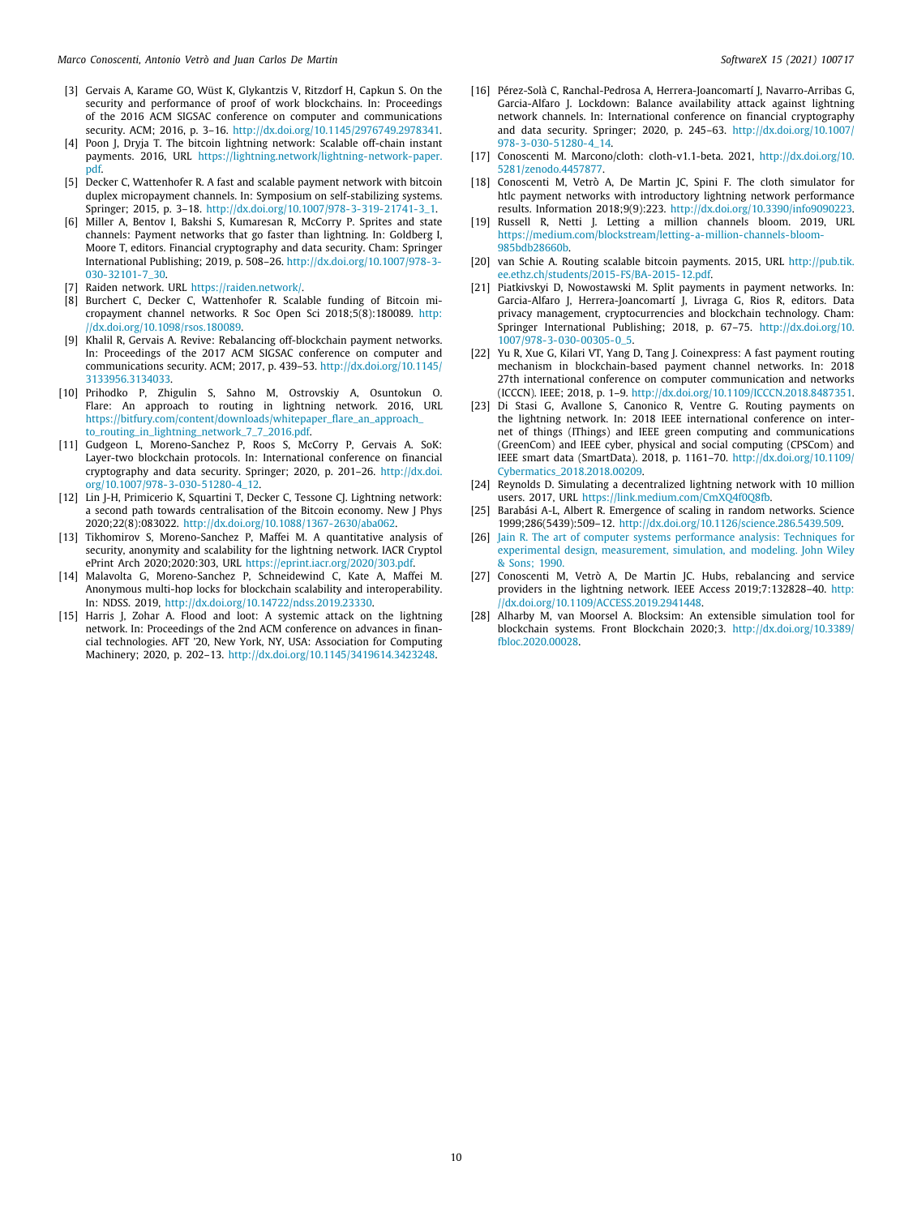[3] Gervais A, Karame GO, Wüst K, Glykantzis V, Ritzdorf H, Capkun S. On the security and performance of proof of work blockchains. In: Proceedings of the 2016 ACM SIGSAC conference on computer and communications security. ACM; 2016, p. 3–16. http://dx.doi.org/10.1145/2976749.2978341.

[4] Poon J, Dryja T. The bitcoin lightning network: Scalable off-chain instant payments. 2016, URL https://lightning.network/lightning-network-paper.pdf.

[5] Decker C, Wattenhofer R. A fast and scalable payment network with bitcoin duplex micropayment channels. In: Symposium on self-stabilizing systems. Springer; 2015, p. 3–18. http://dx.doi.org/10.1007/978-3-319-21741-3_1.

[6] Miller A, Bentov I, Bakshi S, Kumaresan R, McCorry P. Sprites and state channels: Payment networks that go faster than lightning. In: Goldberg I, Moore T, editors. Financial cryptography and data security. Cham: Springer International Publishing; 2019, p. 508–26. http://dx.doi.org/10.1007/978-3-030-32101-7_30.

[7] Raiden network. URL https://raiden.network/.

[8] Burchert C, Decker C, Wattenhofer R. Scalable funding of Bitcoin micropayment channel networks. R Soc Open Sci 2018;5(8):180089. http://dx.doi.org/10.1098/rsos.180089.

[9] Khalil R, Gervais A. Revive: Rebalancing off-blockchain payment networks. In: Proceedings of the 2017 ACM SIGSAC conference on computer and communications security. ACM; 2017, p. 439–53. http://dx.doi.org/10.1145/3133956.3134033.

[10] Prihodko P, Zhigulin S, Sahno M, Ostrovskiy A, Osuntokun O. Flare: An approach to routing in lightning network. 2016, URL https://bitfury.com/content/downloads/whitepaper_flare_an_approach_to_routing_in_lightning_network_7_7_2016.pdf.

[11] Gudgeon L, Moreno-Sanchez P, Roos S, McCorry P, Gervais A. SoK: Layer-two blockchain protocols. In: International conference on financial cryptography and data security. Springer; 2020, p. 201–26. http://dx.doi.org/10.1007/978-3-030-51280-4_12.

[12] Lin J-H, Primicerio K, Squartini T, Decker C, Tessone CJ. Lightning network: a second path towards centralisation of the Bitcoin economy. New J Phys 2020;22(8):083022. http://dx.doi.org/10.1088/1367-2630/aba062.

[13] Tikhomirov S, Moreno-Sanchez P, Maffei M. A quantitative analysis of security, anonymity and scalability for the lightning network. IACR Cryptol ePrint Arch 2020;2020:303, URL https://eprint.iacr.org/2020/303.pdf.

[14] Malavolta G, Moreno-Sanchez P, Schneidewind C, Kate A, Maffei M. Anonymous multi-hop locks for blockchain scalability and interoperability. In: NDSS. 2019, http://dx.doi.org/10.14722/ndss.2019.23330.

[15] Harris J, Zohar A. Flood and loot: A systemic attack on the lightning network. In: Proceedings of the 2nd ACM conference on advances in financial technologies. AFT '20, New York, NY, USA: Association for Computing Machinery; 2020, p. 202–13. http://dx.doi.org/10.1145/3419614.3423248.

[16] Pérez-Solà C, Ranchal-Pedrosa A, Herrera-Joancomartí J, Navarro-Arribas G, Garcia-Alfaro J. Lockdown: Balance availability attack against lightning network channels. In: International conference on financial cryptography and data security. Springer; 2020, p. 245–63. http://dx.doi.org/10.1007/978-3-030-51280-4_14.

[17] Conoscenti M. Marcono/cloth: cloth-v1.1-beta. 2021, http://dx.doi.org/10.5281/zenodo.4457877.

[18] Conoscenti M, Vetrò A, De Martin JC, Spini F. The cloth simulator for htlc payment networks with introductory lightning network performance results. Information 2018;9(9):223. http://dx.doi.org/10.3390/info9090223.

[19] Russell R, Netti J. Letting a million channels bloom. 2019, URL https://medium.com/blockstream/letting-a-million-channels-bloom-985bdb28660b.

[20] van Schie A. Routing scalable bitcoin payments. 2015, URL http://pub.tik.ee.ethz.ch/students/2015-FS/BA-2015-12.pdf.

[21] Piatkivskyi D, Nowostawski M. Split payments in payment networks. In: Garcia-Alfaro J, Herrera-Joancomartí J, Livraga G, Rios R, editors. Data privacy management, cryptocurrencies and blockchain technology. Cham: Springer International Publishing; 2018, p. 67–75. http://dx.doi.org/10.1007/978-3-030-00305-0_5.

[22] Yu R, Xue G, Kilari VT, Yang D, Tang J. Coinexpress: A fast payment routing mechanism in blockchain-based payment channel networks. In: 2018 27th international conference on computer communication and networks (ICCCN). IEEE; 2018, p. 1–9. http://dx.doi.org/10.1109/ICCCN.2018.8487351.

[23] Di Stasi G, Avallone S, Canonico R, Ventre G. Routing payments on the lightning network. In: 2018 IEEE international conference on internet of things (IThings) and IEEE green computing and communications (GreenCom) and IEEE cyber, physical and social computing (CPSCom) and IEEE smart data (SmartData). 2018, p. 1161–70. http://dx.doi.org/10.1109/Cybermatics_2018.2018.00209.

[24] Reynolds D. Simulating a decentralized lightning network with 10 million users. 2017, URL https://link.medium.com/CmXQ4f0Q8fb.

[25] Barabási A-L, Albert R. Emergence of scaling in random networks. Science 1999;286(5439):509–12. http://dx.doi.org/10.1126/science.286.5439.509.

[26] Jain R. The art of computer systems performance analysis: Techniques for experimental design, measurement, simulation, and modeling. John Wiley & Sons; 1990.

[27] Conoscenti M, Vetrò A, De Martin JC. Hubs, rebalancing and service providers in the lightning network. IEEE Access 2019;7:132828–40. http://dx.doi.org/10.1109/ACCESS.2019.2941448.

[28] Alharby M, van Moorsel A. Blocksim: An extensible simulation tool for blockchain systems. Front Blockchain 2020;3. http://dx.doi.org/10.3389/fbloc.2020.00028.